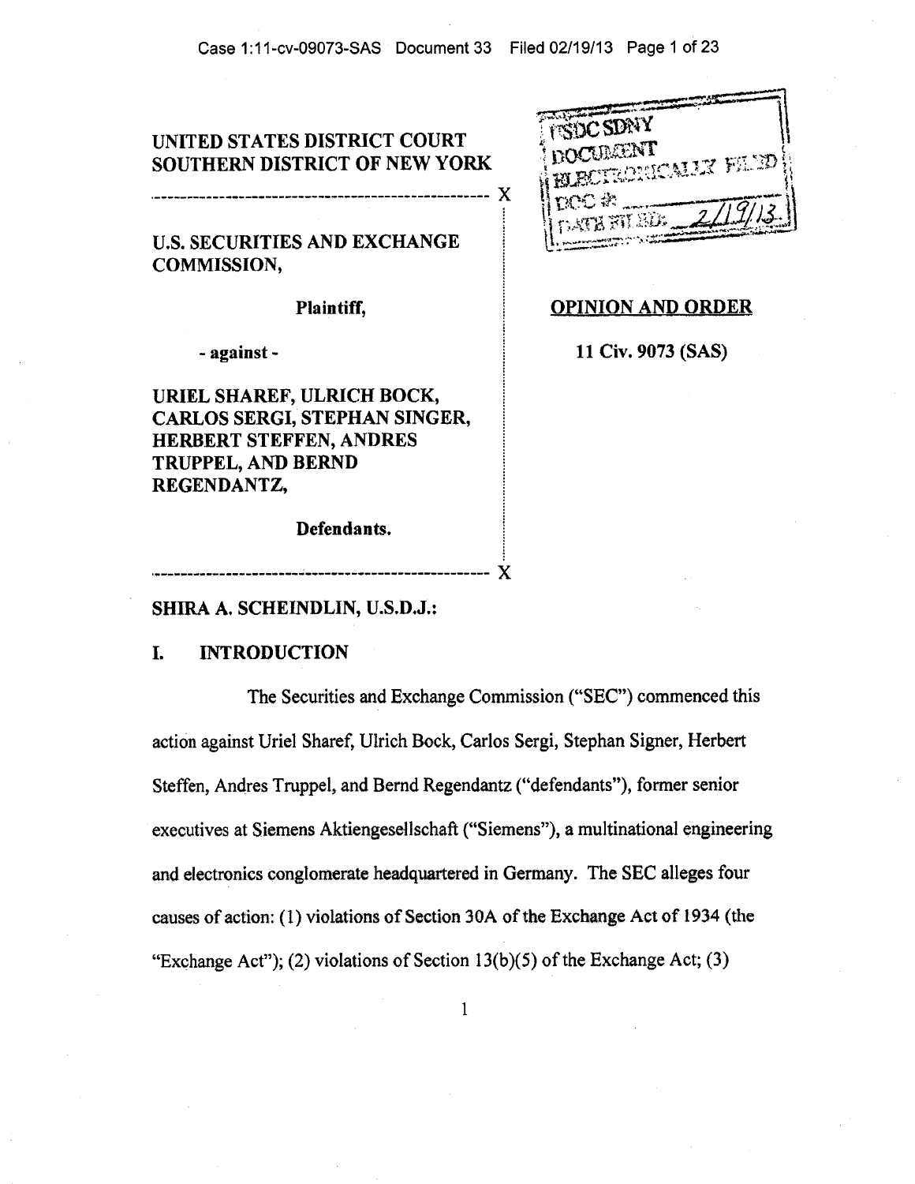UNITED STATES DISTRICT COURT
SOUTHERN DISTRICT OF NEW YORK

---

U.S. SECURITIES AND EXCHANGE COMMISSION,

**Plaintiff,**

**- against -**

URIEL SHAREF, ULRICH BOCK, CARLOS SERGI, STEPHAN SINGER, HERBERT STEFFEN, ANDRES TRUPPEL, AND BERND REGENDANTZ,

**Defendants.**

---

USDC SDNY
DOCUMENT
ELECTRONICALLY FILED
DOC #: 
DATE FILED: 2/19/13

**OPINION AND ORDER**

**11 Civ. 9073 (SAS)**

**SHIRA A. SCHEINDLIN, U.S.D.J.:**

## I. INTRODUCTION

The Securities and Exchange Commission ("SEC") commenced this action against Uriel Sharef, Ulrich Bock, Carlos Sergi, Stephan Signer, Herbert Steffen, Andres Truppel, and Bernd Regendantz ("defendants"), former senior executives at Siemens Aktiengesellschaft ("Siemens"), a multinational engineering and electronics conglomerate headquartered in Germany. The SEC alleges four causes of action: (1) violations of Section 30A of the Exchange Act of 1934 (the "Exchange Act"); (2) violations of Section 13(b)(5) of the Exchange Act; (3)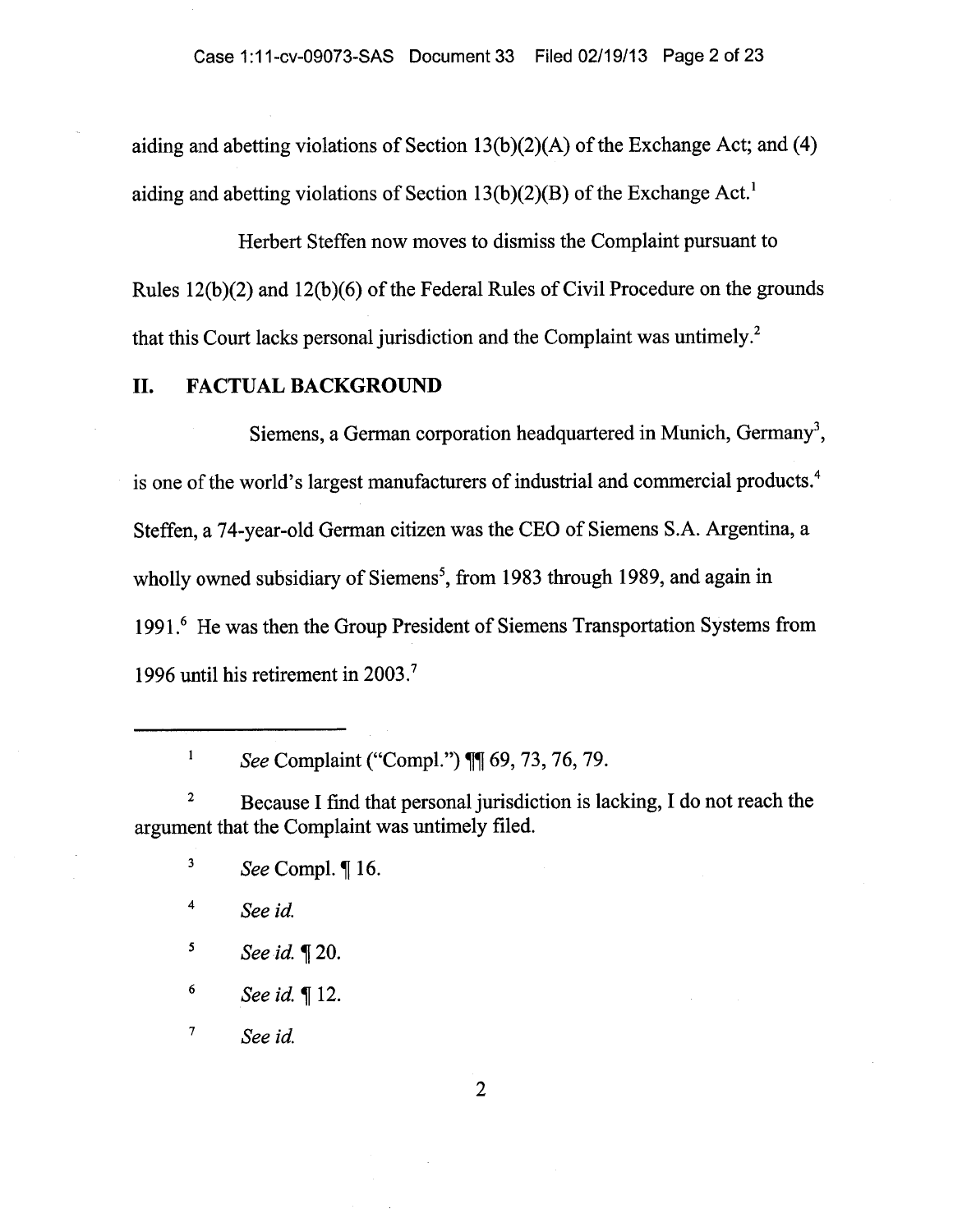aiding and abetting violations of Section 13(b)(2)(A) of the Exchange Act; and (4) aiding and abetting violations of Section 13(b)(2)(B) of the Exchange Act.[1]

Herbert Steffen now moves to dismiss the Complaint pursuant to Rules 12(b)(2) and 12(b)(6) of the Federal Rules of Civil Procedure on the grounds that this Court lacks personal jurisdiction and the Complaint was untimely.[2]

## II. FACTUAL BACKGROUND

Siemens, a German corporation headquartered in Munich, Germany[3], is one of the world's largest manufacturers of industrial and commercial products.[4] Steffen, a 74-year-old German citizen was the CEO of Siemens S.A. Argentina, a wholly owned subsidiary of Siemens[5], from 1983 through 1989, and again in 1991.[6] He was then the Group President of Siemens Transportation Systems from 1996 until his retirement in 2003.[7]

---

[1] *See* Complaint ("Compl.") ¶¶ 69, 73, 76, 79.

[2] Because I find that personal jurisdiction is lacking, I do not reach the argument that the Complaint was untimely filed.

[3] *See* Compl. ¶ 16.

[4] *See id.*

[5] *See id.* ¶ 20.

[6] *See id.* ¶ 12.

[7] *See id.*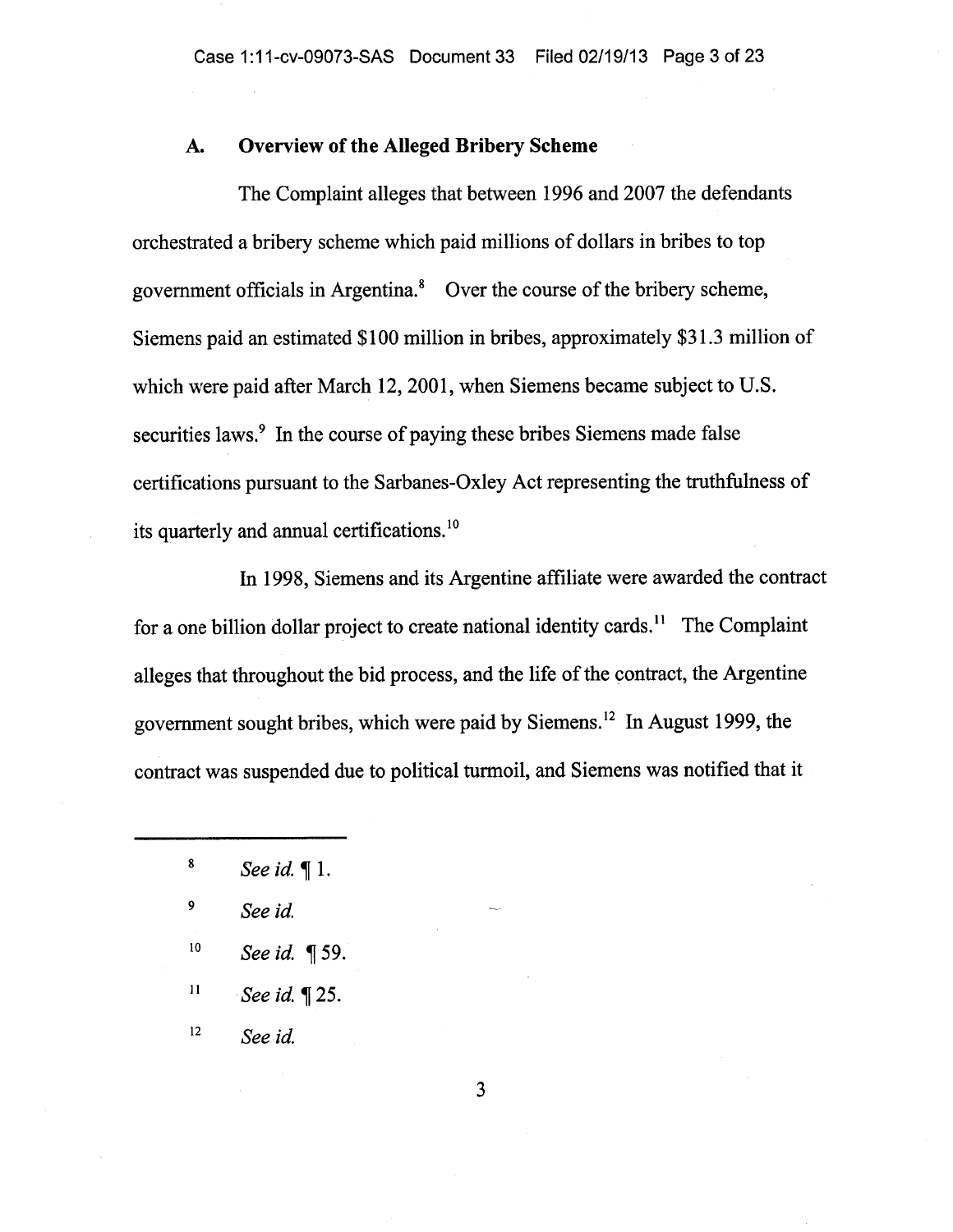### A. Overview of the Alleged Bribery Scheme

The Complaint alleges that between 1996 and 2007 the defendants orchestrated a bribery scheme which paid millions of dollars in bribes to top government officials in Argentina.[8] Over the course of the bribery scheme, Siemens paid an estimated $100 million in bribes, approximately $31.3 million of which were paid after March 12, 2001, when Siemens became subject to U.S. securities laws.[9] In the course of paying these bribes Siemens made false certifications pursuant to the Sarbanes-Oxley Act representing the truthfulness of its quarterly and annual certifications.[10]

In 1998, Siemens and its Argentine affiliate were awarded the contract for a one billion dollar project to create national identity cards.[11] The Complaint alleges that throughout the bid process, and the life of the contract, the Argentine government sought bribes, which were paid by Siemens.[12] In August 1999, the contract was suspended due to political turmoil, and Siemens was notified that it

---

[8] *See id.* ¶ 1.

[9] *See id.*

[10] *See id.* ¶ 59.

[11] *See id.* ¶ 25.

[12] *See id.*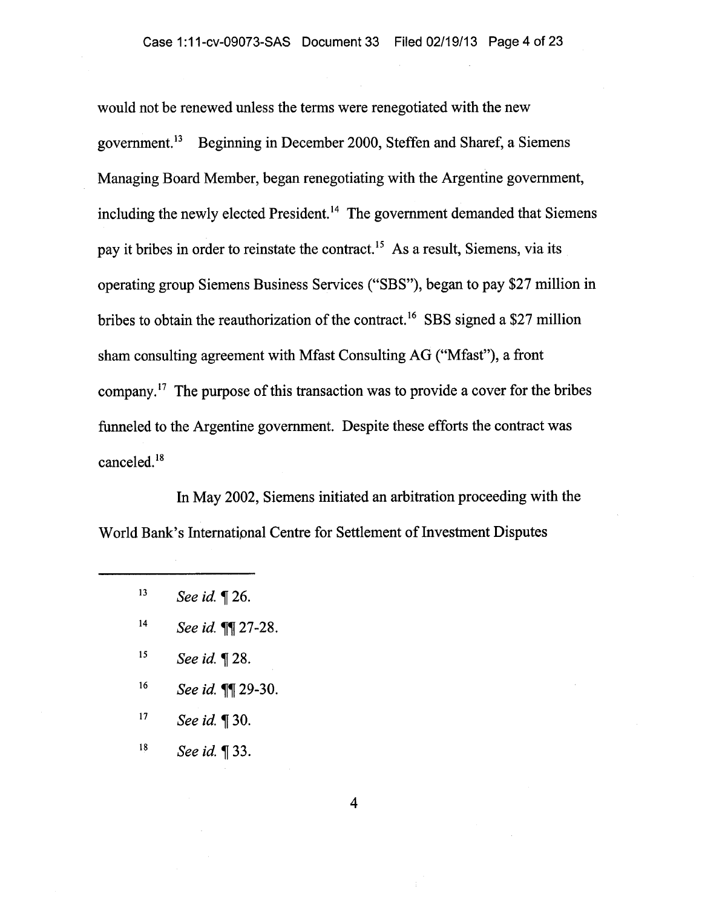would not be renewed unless the terms were renegotiated with the new government.[13] Beginning in December 2000, Steffen and Sharef, a Siemens Managing Board Member, began renegotiating with the Argentine government, including the newly elected President.[14] The government demanded that Siemens pay it bribes in order to reinstate the contract.[15] As a result, Siemens, via its operating group Siemens Business Services ("SBS"), began to pay $27 million in bribes to obtain the reauthorization of the contract.[16] SBS signed a $27 million sham consulting agreement with Mfast Consulting AG ("Mfast"), a front company.[17] The purpose of this transaction was to provide a cover for the bribes funneled to the Argentine government. Despite these efforts the contract was canceled.[18]

In May 2002, Siemens initiated an arbitration proceeding with the World Bank's International Centre for Settlement of Investment Disputes

---

[13] *See id.* ¶ 26.

[14] *See id.* ¶¶ 27-28.

[15] *See id.* ¶ 28.

[16] *See id.* ¶¶ 29-30.

[17] *See id.* ¶ 30.

[18] *See id.* ¶ 33.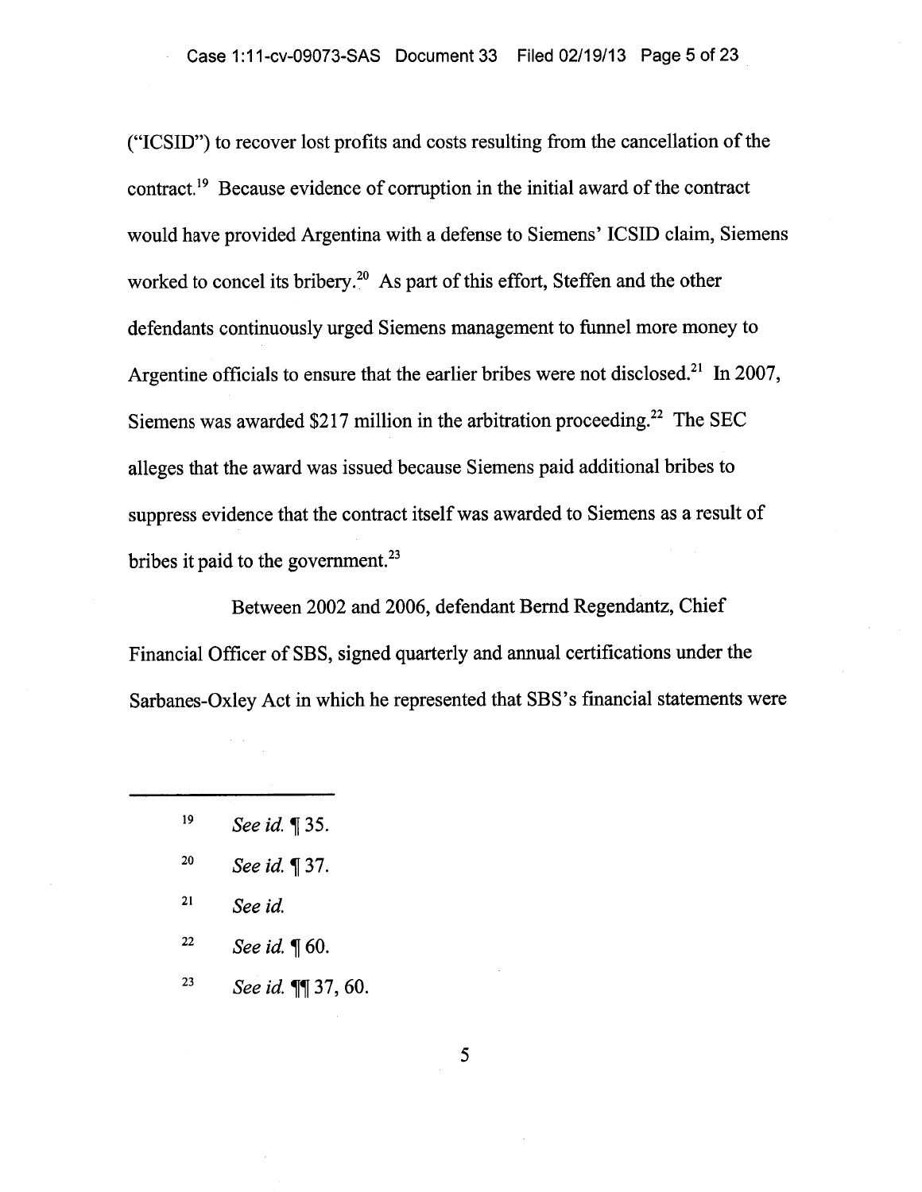("ICSID") to recover lost profits and costs resulting from the cancellation of the contract.[19] Because evidence of corruption in the initial award of the contract would have provided Argentina with a defense to Siemens' ICSID claim, Siemens worked to concel its bribery.[20] As part of this effort, Steffen and the other defendants continuously urged Siemens management to funnel more money to Argentine officials to ensure that the earlier bribes were not disclosed.[21] In 2007, Siemens was awarded $217 million in the arbitration proceeding.[22] The SEC alleges that the award was issued because Siemens paid additional bribes to suppress evidence that the contract itself was awarded to Siemens as a result of bribes it paid to the government.[23]

Between 2002 and 2006, defendant Bernd Regendantz, Chief Financial Officer of SBS, signed quarterly and annual certifications under the Sarbanes-Oxley Act in which he represented that SBS's financial statements were

---

[19] *See id.* ¶ 35.

[20] *See id.* ¶ 37.

[21] *See id.*

[22] *See id.* ¶ 60.

[23] *See id.* ¶¶ 37, 60.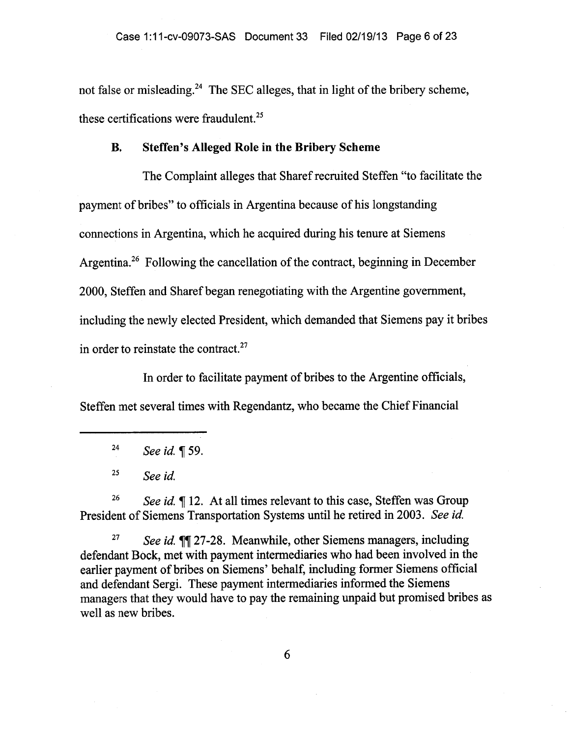not false or misleading.[24] The SEC alleges, that in light of the bribery scheme, these certifications were fraudulent.[25]

### B. Steffen's Alleged Role in the Bribery Scheme

The Complaint alleges that Sharef recruited Steffen "to facilitate the payment of bribes" to officials in Argentina because of his longstanding connections in Argentina, which he acquired during his tenure at Siemens Argentina.[26] Following the cancellation of the contract, beginning in December 2000, Steffen and Sharef began renegotiating with the Argentine government, including the newly elected President, which demanded that Siemens pay it bribes in order to reinstate the contract.[27]

In order to facilitate payment of bribes to the Argentine officials, Steffen met several times with Regendantz, who became the Chief Financial

---

[24] *See id.* ¶ 59.

[25] *See id.*

[26] *See id.* ¶ 12. At all times relevant to this case, Steffen was Group President of Siemens Transportation Systems until he retired in 2003. *See id.*

[27] *See id.* ¶¶ 27-28. Meanwhile, other Siemens managers, including defendant Bock, met with payment intermediaries who had been involved in the earlier payment of bribes on Siemens' behalf, including former Siemens official and defendant Sergi. These payment intermediaries informed the Siemens managers that they would have to pay the remaining unpaid but promised bribes as well as new bribes.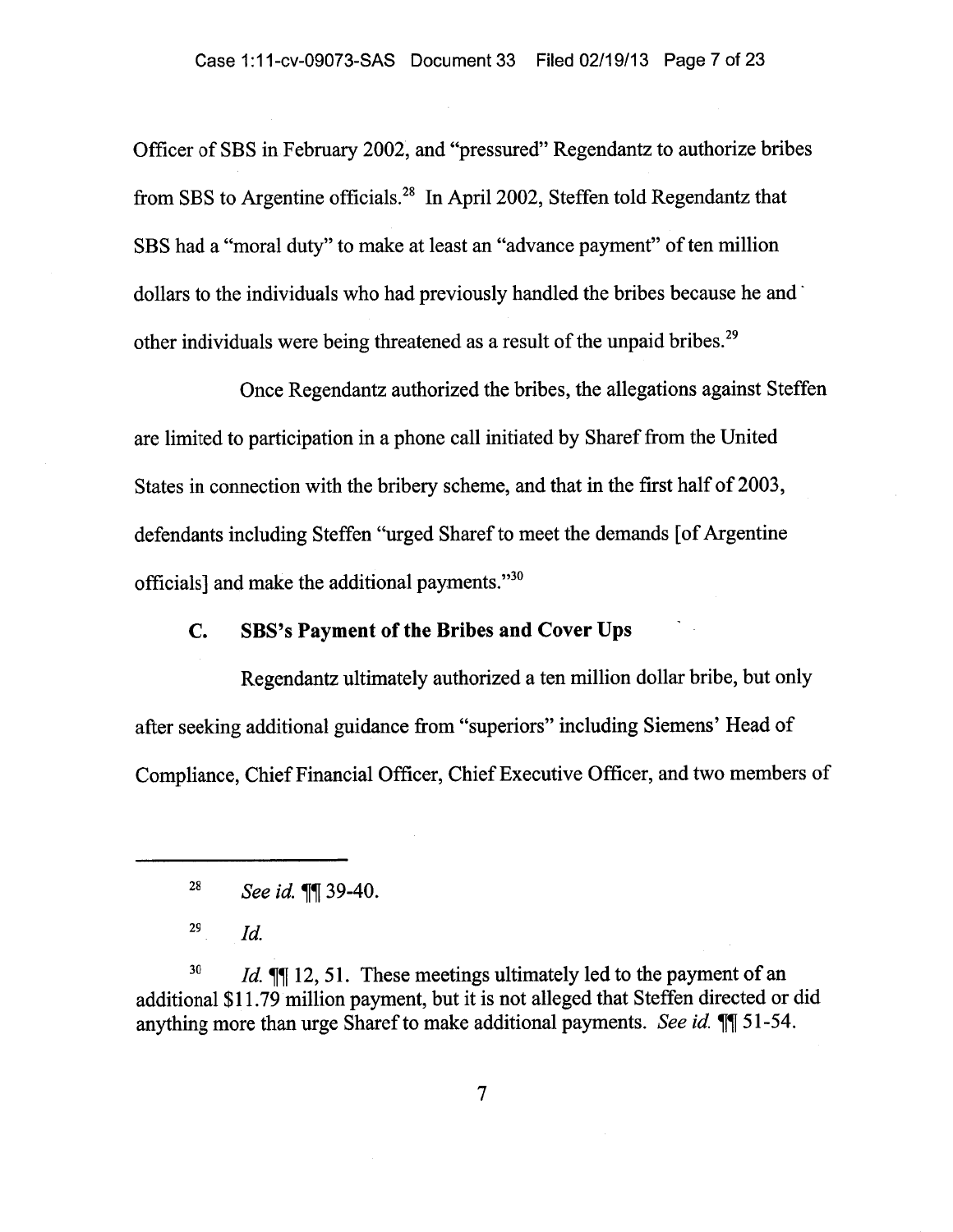Officer of SBS in February 2002, and "pressured" Regendantz to authorize bribes from SBS to Argentine officials.[28] In April 2002, Steffen told Regendantz that SBS had a "moral duty" to make at least an "advance payment" of ten million dollars to the individuals who had previously handled the bribes because he and other individuals were being threatened as a result of the unpaid bribes.[29]

Once Regendantz authorized the bribes, the allegations against Steffen are limited to participation in a phone call initiated by Sharef from the United States in connection with the bribery scheme, and that in the first half of 2003, defendants including Steffen "urged Sharef to meet the demands [of Argentine officials] and make the additional payments."[30]

### C. SBS's Payment of the Bribes and Cover Ups

Regendantz ultimately authorized a ten million dollar bribe, but only after seeking additional guidance from "superiors" including Siemens' Head of Compliance, Chief Financial Officer, Chief Executive Officer, and two members of

---

[28] *See id.* ¶¶ 39-40.

[29] *Id.*

[30] *Id.* ¶¶ 12, 51. These meetings ultimately led to the payment of an additional $11.79 million payment, but it is not alleged that Steffen directed or did anything more than urge Sharef to make additional payments. *See id.* ¶¶ 51-54.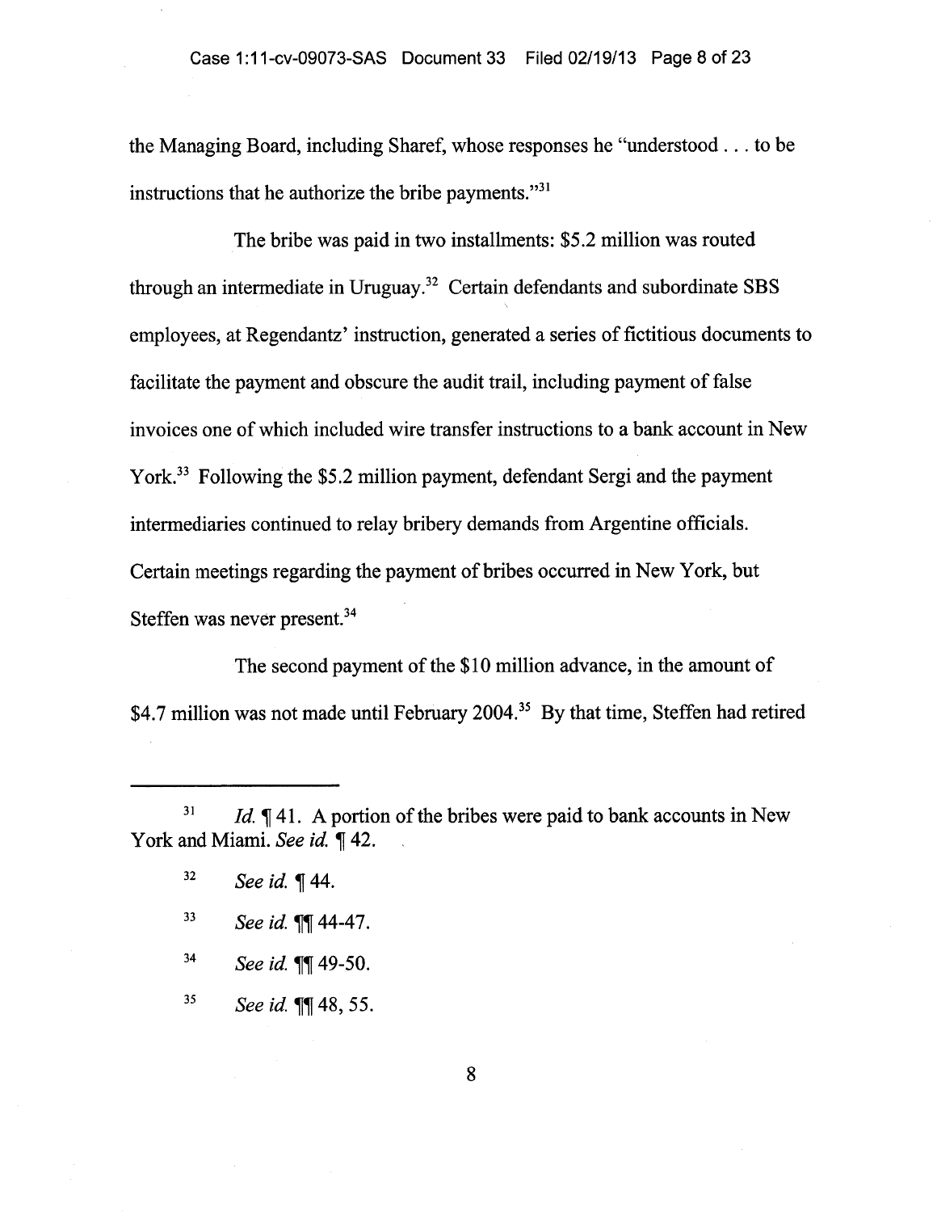the Managing Board, including Sharef, whose responses he "understood . . . to be instructions that he authorize the bribe payments."[31]

The bribe was paid in two installments: $5.2 million was routed through an intermediate in Uruguay.[32] Certain defendants and subordinate SBS employees, at Regendantz' instruction, generated a series of fictitious documents to facilitate the payment and obscure the audit trail, including payment of false invoices one of which included wire transfer instructions to a bank account in New York.[33] Following the $5.2 million payment, defendant Sergi and the payment intermediaries continued to relay bribery demands from Argentine officials. Certain meetings regarding the payment of bribes occurred in New York, but Steffen was never present.[34]

The second payment of the $10 million advance, in the amount of $4.7 million was not made until February 2004.[35] By that time, Steffen had retired

---

[31] *Id.* ¶ 41. A portion of the bribes were paid to bank accounts in New York and Miami. *See id.* ¶ 42.

[32] *See id.* ¶ 44.

[33] *See id.* ¶¶ 44-47.

[34] *See id.* ¶¶ 49-50.

[35] *See id.* ¶¶ 48, 55.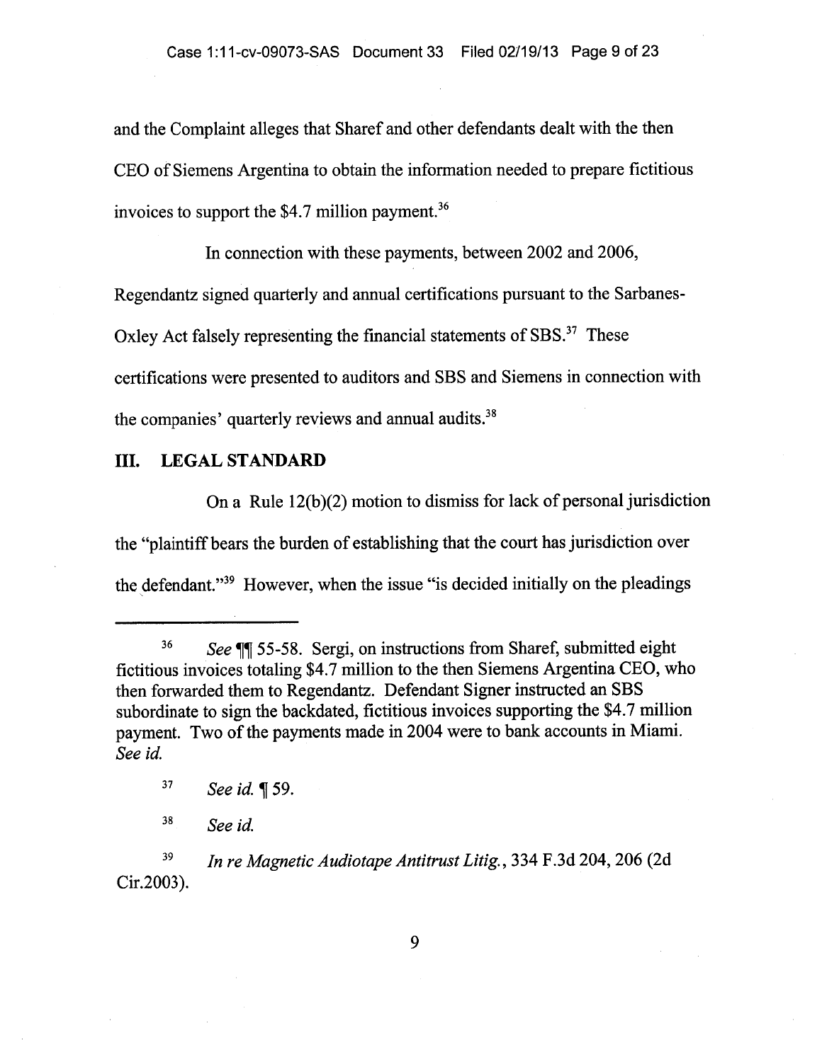and the Complaint alleges that Sharef and other defendants dealt with the then CEO of Siemens Argentina to obtain the information needed to prepare fictitious invoices to support the $4.7 million payment.[36]

In connection with these payments, between 2002 and 2006, Regendantz signed quarterly and annual certifications pursuant to the Sarbanes-Oxley Act falsely representing the financial statements of SBS.[37] These certifications were presented to auditors and SBS and Siemens in connection with the companies' quarterly reviews and annual audits.[38]

## III. LEGAL STANDARD

On a Rule 12(b)(2) motion to dismiss for lack of personal jurisdiction the "plaintiff bears the burden of establishing that the court has jurisdiction over the defendant."[39] However, when the issue "is decided initially on the pleadings

---

[36] *See* ¶¶ 55-58. Sergi, on instructions from Sharef, submitted eight fictitious invoices totaling $4.7 million to the then Siemens Argentina CEO, who then forwarded them to Regendantz. Defendant Signer instructed an SBS subordinate to sign the backdated, fictitious invoices supporting the $4.7 million payment. Two of the payments made in 2004 were to bank accounts in Miami. *See id.*

[37] *See id.* ¶ 59.

[38] *See id.*

[39] *In re Magnetic Audiotape Antitrust Litig.*, 334 F.3d 204, 206 (2d Cir.2003).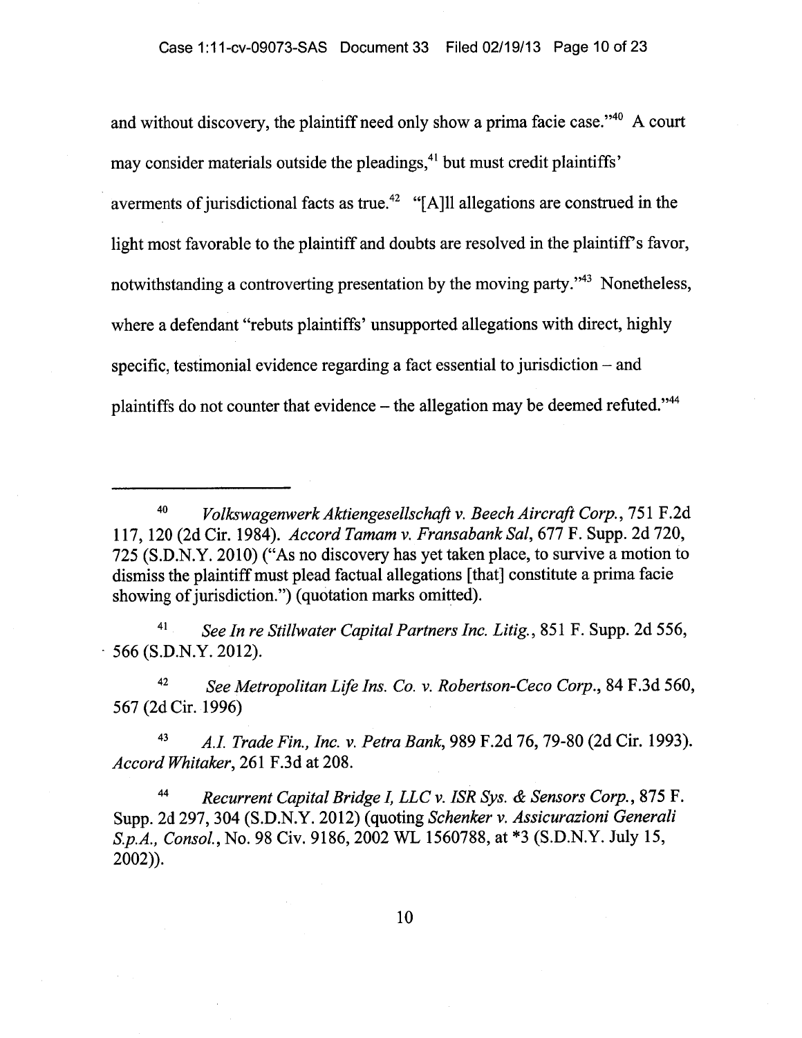and without discovery, the plaintiff need only show a prima facie case."[40] A court may consider materials outside the pleadings,[41] but must credit plaintiffs' averments of jurisdictional facts as true.[42] "[A]ll allegations are construed in the light most favorable to the plaintiff and doubts are resolved in the plaintiff's favor, notwithstanding a controverting presentation by the moving party."[43] Nonetheless, where a defendant "rebuts plaintiffs' unsupported allegations with direct, highly specific, testimonial evidence regarding a fact essential to jurisdiction – and plaintiffs do not counter that evidence – the allegation may be deemed refuted."[44]

---

[40] *Volkswagenwerk Aktiengesellschaft v. Beech Aircraft Corp.*, 751 F.2d 117, 120 (2d Cir. 1984). *Accord Tamam v. Fransabank Sal*, 677 F. Supp. 2d 720, 725 (S.D.N.Y. 2010) ("As no discovery has yet taken place, to survive a motion to dismiss the plaintiff must plead factual allegations [that] constitute a prima facie showing of jurisdiction.") (quotation marks omitted).

[41] *See In re Stillwater Capital Partners Inc. Litig.*, 851 F. Supp. 2d 556, 566 (S.D.N.Y. 2012).

[42] *See Metropolitan Life Ins. Co. v. Robertson-Ceco Corp.*, 84 F.3d 560, 567 (2d Cir. 1996)

[43] *A.I. Trade Fin., Inc. v. Petra Bank*, 989 F.2d 76, 79-80 (2d Cir. 1993). *Accord Whitaker*, 261 F.3d at 208.

[44] *Recurrent Capital Bridge I, LLC v. ISR Sys. & Sensors Corp.*, 875 F. Supp. 2d 297, 304 (S.D.N.Y. 2012) (quoting *Schenker v. Assicurazioni Generali S.p.A., Consol.*, No. 98 Civ. 9186, 2002 WL 1560788, at *3 (S.D.N.Y. July 15, 2002)).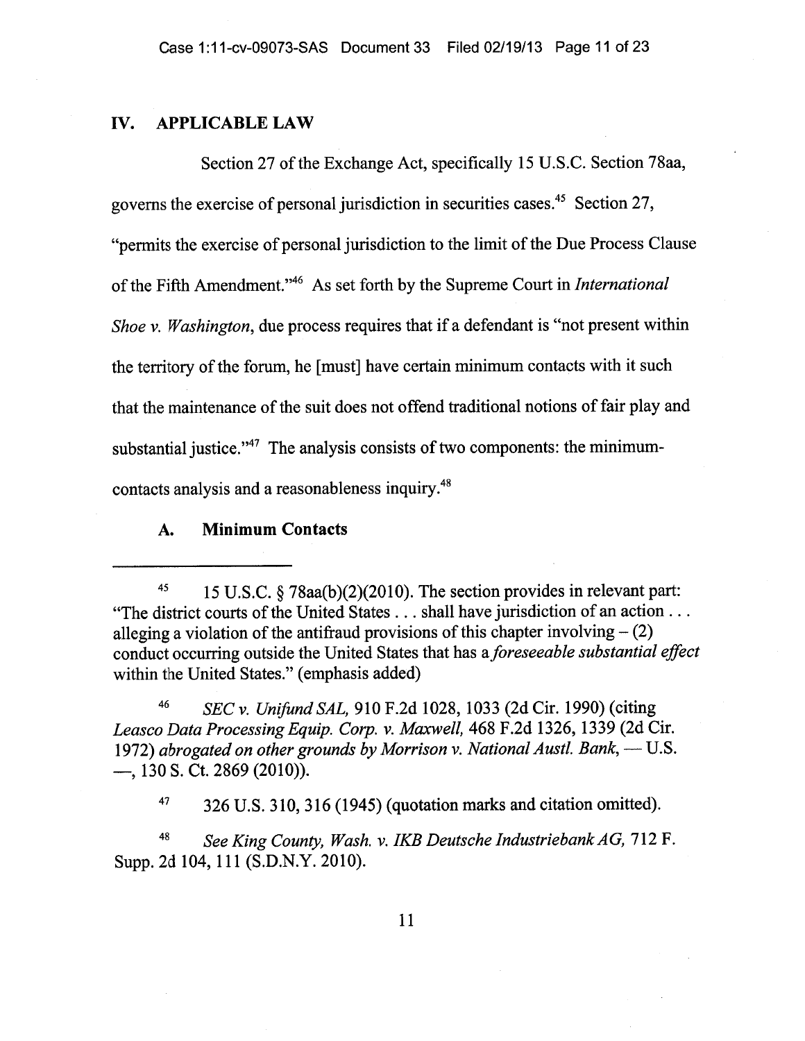## IV. APPLICABLE LAW

Section 27 of the Exchange Act, specifically 15 U.S.C. Section 78aa, governs the exercise of personal jurisdiction in securities cases.[45] Section 27, "permits the exercise of personal jurisdiction to the limit of the Due Process Clause of the Fifth Amendment."[46] As set forth by the Supreme Court in *International Shoe v. Washington*, due process requires that if a defendant is "not present within the territory of the forum, he [must] have certain minimum contacts with it such that the maintenance of the suit does not offend traditional notions of fair play and substantial justice."[47] The analysis consists of two components: the minimum-contacts analysis and a reasonableness inquiry.[48]

### A. Minimum Contacts

---

[45] 15 U.S.C. § 78aa(b)(2)(2010). The section provides in relevant part: "The district courts of the United States . . . shall have jurisdiction of an action . . . alleging a violation of the antifraud provisions of this chapter involving – (2) conduct occurring outside the United States that has a *foreseeable substantial effect* within the United States." (emphasis added)

[46] *SEC v. Unifund SAL*, 910 F.2d 1028, 1033 (2d Cir. 1990) (citing *Leasco Data Processing Equip. Corp. v. Maxwell*, 468 F.2d 1326, 1339 (2d Cir. 1972) *abrogated on other grounds by Morrison v. National Austl. Bank*, — U.S. —, 130 S. Ct. 2869 (2010)).

[47] 326 U.S. 310, 316 (1945) (quotation marks and citation omitted).

[48] *See King County, Wash. v. IKB Deutsche Industriebank AG*, 712 F. Supp. 2d 104, 111 (S.D.N.Y. 2010).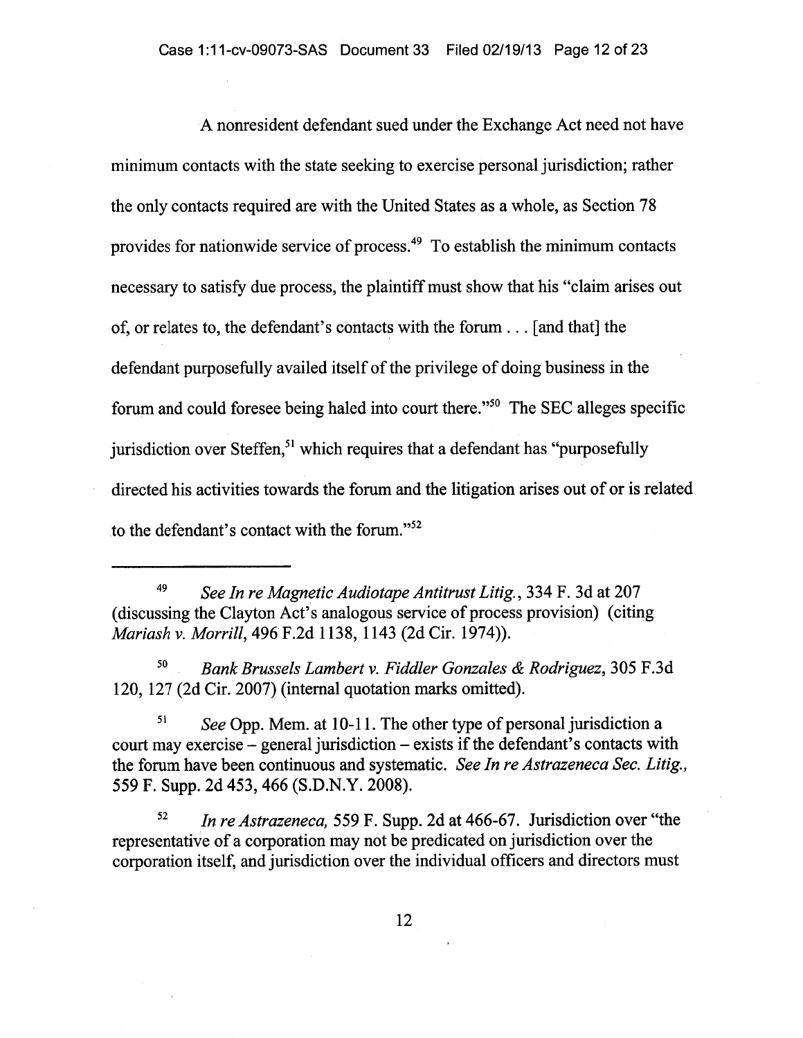A nonresident defendant sued under the Exchange Act need not have minimum contacts with the state seeking to exercise personal jurisdiction; rather the only contacts required are with the United States as a whole, as Section 78 provides for nationwide service of process.[49] To establish the minimum contacts necessary to satisfy due process, the plaintiff must show that his "claim arises out of, or relates to, the defendant's contacts with the forum . . . [and that] the defendant purposefully availed itself of the privilege of doing business in the forum and could foresee being haled into court there."[50] The SEC alleges specific jurisdiction over Steffen,[51] which requires that a defendant has "purposefully directed his activities towards the forum and the litigation arises out of or is related to the defendant's contact with the forum."[52]

---

[49] *See In re Magnetic Audiotape Antitrust Litig.*, 334 F. 3d at 207 (discussing the Clayton Act's analogous service of process provision) (citing *Mariash v. Morrill*, 496 F.2d 1138, 1143 (2d Cir. 1974)).

[50] *Bank Brussels Lambert v. Fiddler Gonzales & Rodriguez*, 305 F.3d 120, 127 (2d Cir. 2007) (internal quotation marks omitted).

[51] *See* Opp. Mem. at 10-11. The other type of personal jurisdiction a court may exercise – general jurisdiction – exists if the defendant's contacts with the forum have been continuous and systematic. *See In re Astrazeneca Sec. Litig.*, 559 F. Supp. 2d 453, 466 (S.D.N.Y. 2008).

[52] *In re Astrazeneca*, 559 F. Supp. 2d at 466-67. Jurisdiction over "the representative of a corporation may not be predicated on jurisdiction over the corporation itself, and jurisdiction over the individual officers and directors must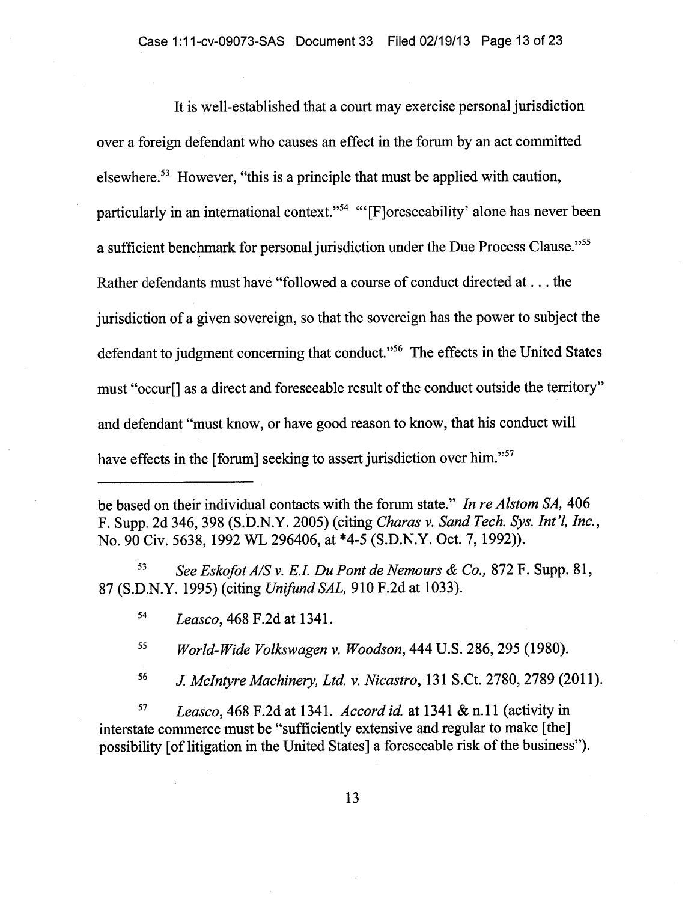It is well-established that a court may exercise personal jurisdiction over a foreign defendant who causes an effect in the forum by an act committed elsewhere.[53] However, "this is a principle that must be applied with caution, particularly in an international context."[54] "'[F]oreseeability' alone has never been a sufficient benchmark for personal jurisdiction under the Due Process Clause."[55] Rather defendants must have "followed a course of conduct directed at . . . the jurisdiction of a given sovereign, so that the sovereign has the power to subject the defendant to judgment concerning that conduct."[56] The effects in the United States must "occur[] as a direct and foreseeable result of the conduct outside the territory" and defendant "must know, or have good reason to know, that his conduct will have effects in the [forum] seeking to assert jurisdiction over him."[57]

---

be based on their individual contacts with the forum state." *In re Alstom SA,* 406 F. Supp. 2d 346, 398 (S.D.N.Y. 2005) (citing *Charas v. Sand Tech. Sys. Int'l, Inc.*, No. 90 Civ. 5638, 1992 WL 296406, at *4-5 (S.D.N.Y. Oct. 7, 1992)).

[53] *See Eskofot A/S v. E.I. Du Pont de Nemours & Co.,* 872 F. Supp. 81, 87 (S.D.N.Y. 1995) (citing *Unifund SAL,* 910 F.2d at 1033).

[54] *Leasco*, 468 F.2d at 1341.

[55] *World-Wide Volkswagen v. Woodson*, 444 U.S. 286, 295 (1980).

[56] *J. McIntyre Machinery, Ltd. v. Nicastro*, 131 S.Ct. 2780, 2789 (2011).

[57] *Leasco*, 468 F.2d at 1341. *Accord id.* at 1341 & n.11 (activity in interstate commerce must be "sufficiently extensive and regular to make [the] possibility [of litigation in the United States] a foreseeable risk of the business").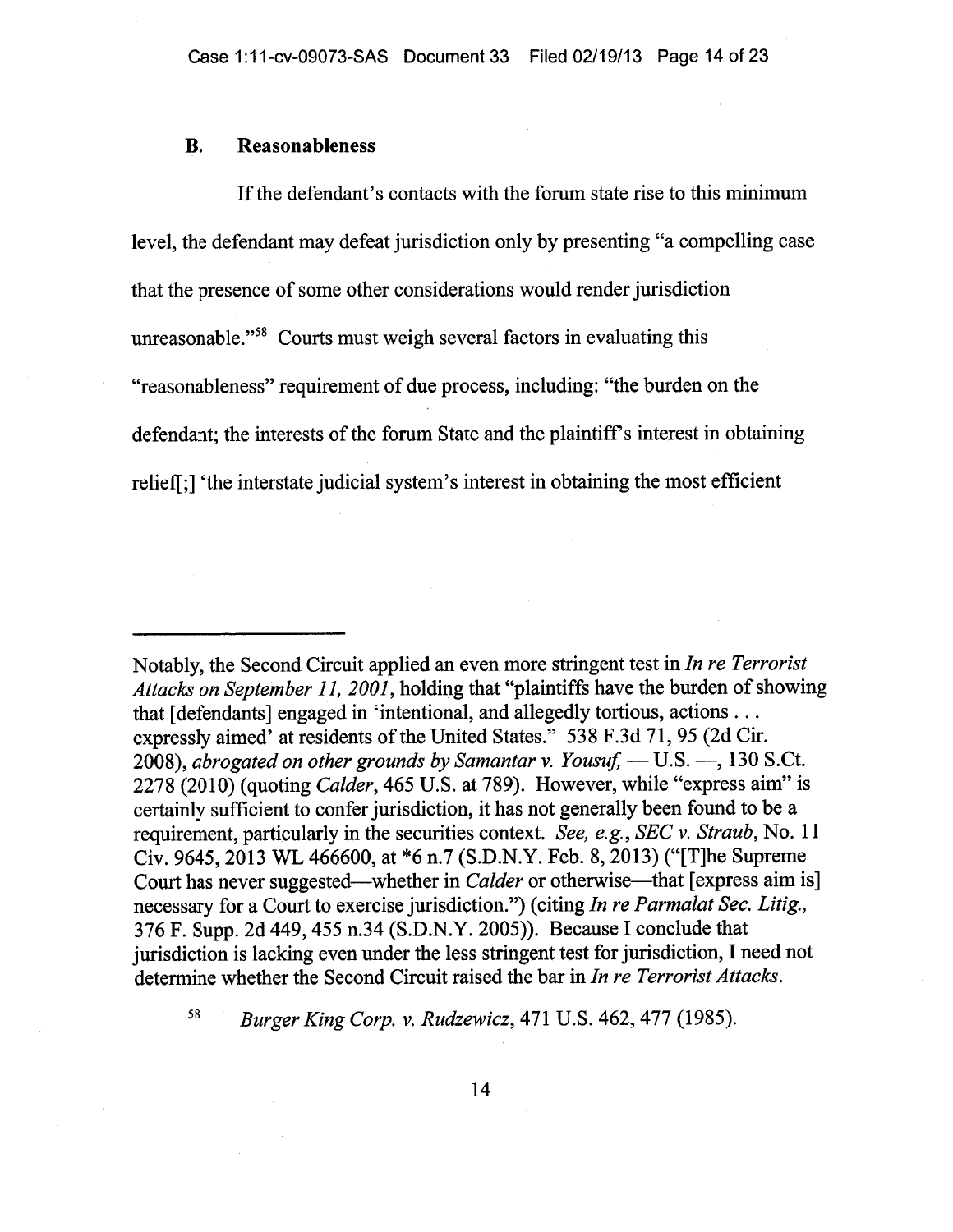### B. Reasonableness

If the defendant's contacts with the forum state rise to this minimum level, the defendant may defeat jurisdiction only by presenting "a compelling case that the presence of some other considerations would render jurisdiction unreasonable."[58] Courts must weigh several factors in evaluating this "reasonableness" requirement of due process, including: "the burden on the defendant; the interests of the forum State and the plaintiff's interest in obtaining relief[;] 'the interstate judicial system's interest in obtaining the most efficient

---

Notably, the Second Circuit applied an even more stringent test in *In re Terrorist Attacks on September 11, 2001*, holding that "plaintiffs have the burden of showing that [defendants] engaged in 'intentional, and allegedly tortious, actions . . . expressly aimed' at residents of the United States." 538 F.3d 71, 95 (2d Cir. 2008), *abrogated on other grounds by Samantar v. Yousuf*, — U.S. —, 130 S.Ct. 2278 (2010) (quoting *Calder*, 465 U.S. at 789). However, while "express aim" is certainly sufficient to confer jurisdiction, it has not generally been found to be a requirement, particularly in the securities context. *See, e.g.*, *SEC v. Straub*, No. 11 Civ. 9645, 2013 WL 466600, at *6 n.7 (S.D.N.Y. Feb. 8, 2013) ("[T]he Supreme Court has never suggested—whether in *Calder* or otherwise—that [express aim is] necessary for a Court to exercise jurisdiction.") (citing *In re Parmalat Sec. Litig.*, 376 F. Supp. 2d 449, 455 n.34 (S.D.N.Y. 2005)). Because I conclude that jurisdiction is lacking even under the less stringent test for jurisdiction, I need not determine whether the Second Circuit raised the bar in *In re Terrorist Attacks*.

[58] *Burger King Corp. v. Rudzewicz*, 471 U.S. 462, 477 (1985).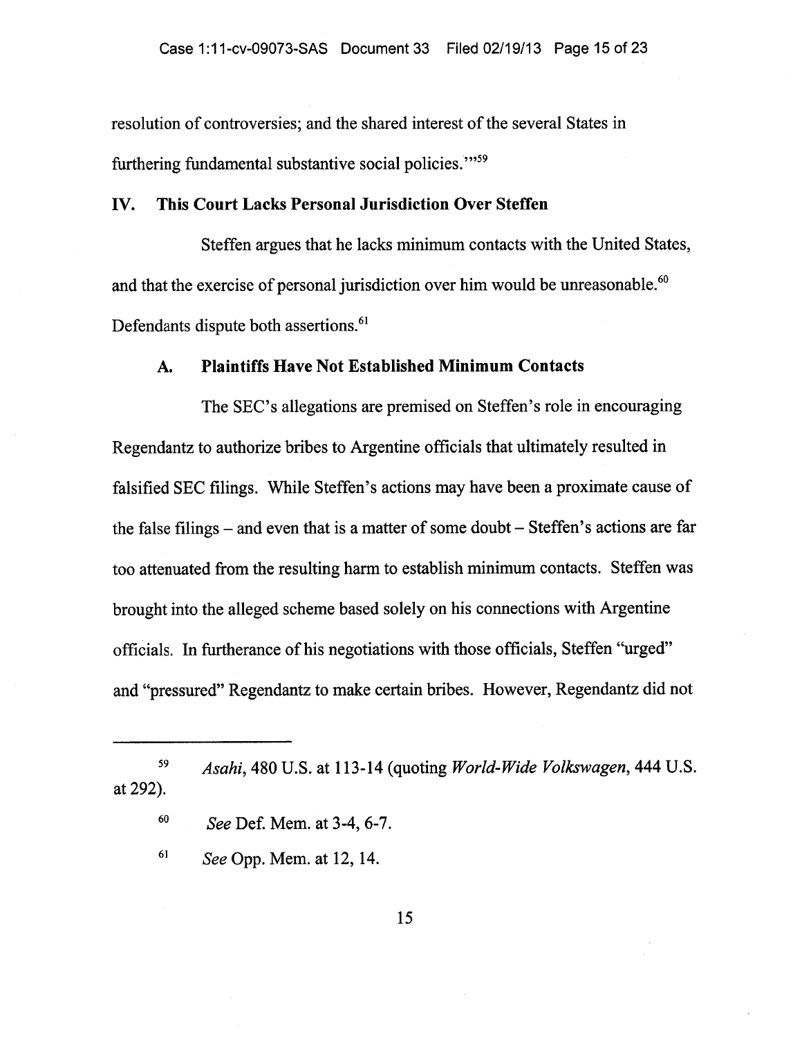resolution of controversies; and the shared interest of the several States in furthering fundamental substantive social policies.'"[59]

## IV. This Court Lacks Personal Jurisdiction Over Steffen

Steffen argues that he lacks minimum contacts with the United States, and that the exercise of personal jurisdiction over him would be unreasonable.[60] Defendants dispute both assertions.[61]

### A. Plaintiffs Have Not Established Minimum Contacts

The SEC's allegations are premised on Steffen's role in encouraging Regendantz to authorize bribes to Argentine officials that ultimately resulted in falsified SEC filings. While Steffen's actions may have been a proximate cause of the false filings – and even that is a matter of some doubt – Steffen's actions are far too attenuated from the resulting harm to establish minimum contacts. Steffen was brought into the alleged scheme based solely on his connections with Argentine officials. In furtherance of his negotiations with those officials, Steffen "urged" and "pressured" Regendantz to make certain bribes. However, Regendantz did not

---

[59] *Asahi*, 480 U.S. at 113-14 (quoting *World-Wide Volkswagen*, 444 U.S. at 292).

[60] *See* Def. Mem. at 3-4, 6-7.

[61] *See* Opp. Mem. at 12, 14.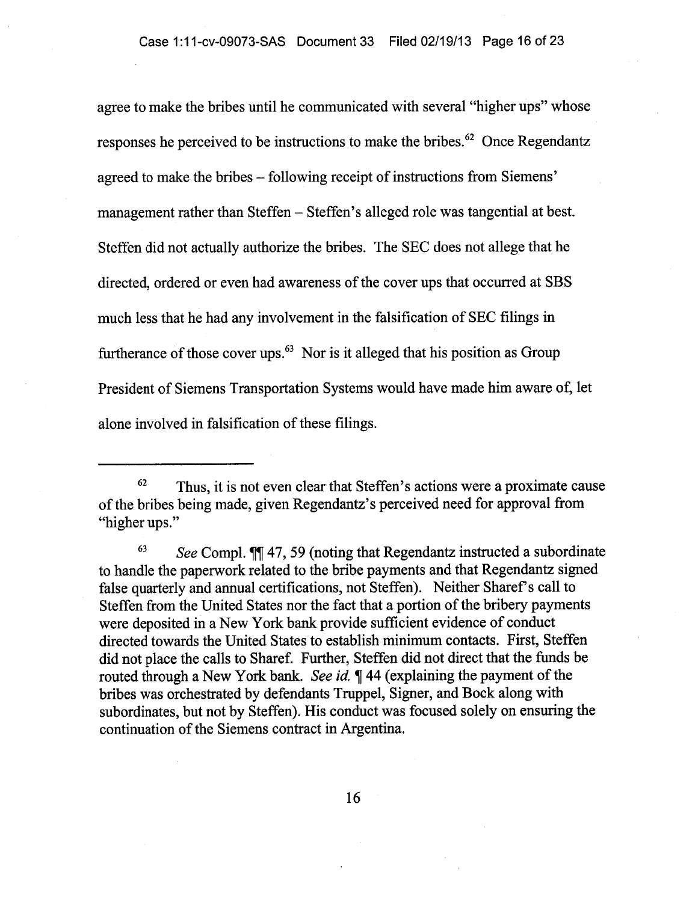agree to make the bribes until he communicated with several "higher ups" whose responses he perceived to be instructions to make the bribes.[62] Once Regendantz agreed to make the bribes – following receipt of instructions from Siemens' management rather than Steffen – Steffen's alleged role was tangential at best. Steffen did not actually authorize the bribes. The SEC does not allege that he directed, ordered or even had awareness of the cover ups that occurred at SBS much less that he had any involvement in the falsification of SEC filings in furtherance of those cover ups.[63] Nor is it alleged that his position as Group President of Siemens Transportation Systems would have made him aware of, let alone involved in falsification of these filings.

---

[62] Thus, it is not even clear that Steffen's actions were a proximate cause of the bribes being made, given Regendantz's perceived need for approval from "higher ups."

[63] *See* Compl. ¶¶ 47, 59 (noting that Regendantz instructed a subordinate to handle the paperwork related to the bribe payments and that Regendantz signed false quarterly and annual certifications, not Steffen). Neither Sharef's call to Steffen from the United States nor the fact that a portion of the bribery payments were deposited in a New York bank provide sufficient evidence of conduct directed towards the United States to establish minimum contacts. First, Steffen did not place the calls to Sharef. Further, Steffen did not direct that the funds be routed through a New York bank. *See id.* ¶ 44 (explaining the payment of the bribes was orchestrated by defendants Truppel, Signer, and Bock along with subordinates, but not by Steffen). His conduct was focused solely on ensuring the continuation of the Siemens contract in Argentina.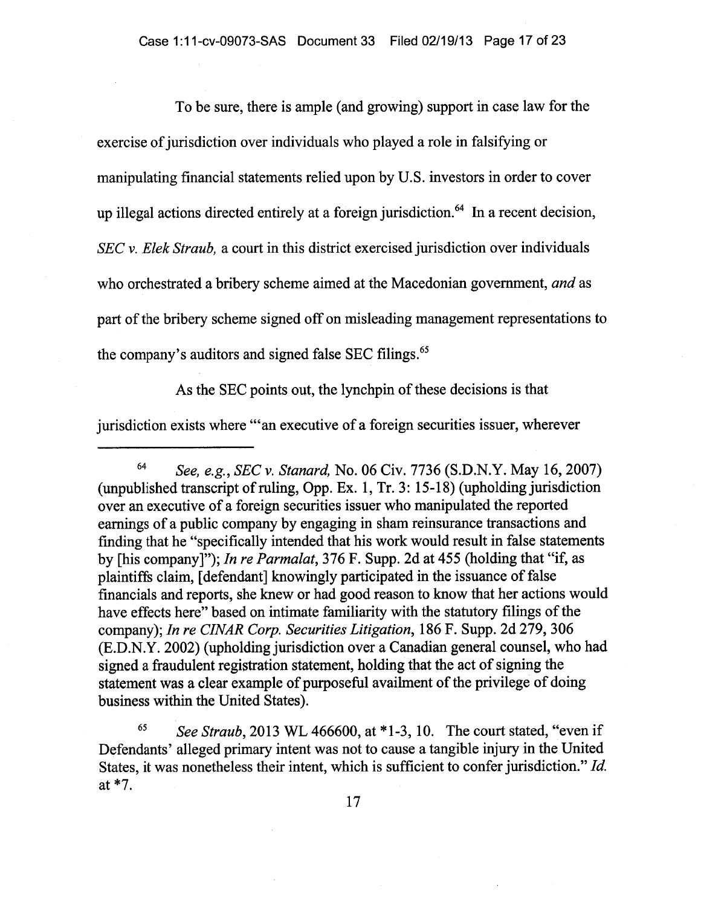To be sure, there is ample (and growing) support in case law for the exercise of jurisdiction over individuals who played a role in falsifying or manipulating financial statements relied upon by U.S. investors in order to cover up illegal actions directed entirely at a foreign jurisdiction.[64] In a recent decision, *SEC v. Elek Straub,* a court in this district exercised jurisdiction over individuals who orchestrated a bribery scheme aimed at the Macedonian government, *and* as part of the bribery scheme signed off on misleading management representations to the company's auditors and signed false SEC filings.[65]

As the SEC points out, the lynchpin of these decisions is that jurisdiction exists where "'an executive of a foreign securities issuer, wherever

---

[64] *See, e.g., SEC v. Stanard,* No. 06 Civ. 7736 (S.D.N.Y. May 16, 2007) (unpublished transcript of ruling, Opp. Ex. 1, Tr. 3: 15-18) (upholding jurisdiction over an executive of a foreign securities issuer who manipulated the reported earnings of a public company by engaging in sham reinsurance transactions and finding that he "specifically intended that his work would result in false statements by [his company]"); *In re Parmalat,* 376 F. Supp. 2d at 455 (holding that "if, as plaintiffs claim, [defendant] knowingly participated in the issuance of false financials and reports, she knew or had good reason to know that her actions would have effects here" based on intimate familiarity with the statutory filings of the company); *In re CINAR Corp. Securities Litigation*, 186 F. Supp. 2d 279, 306 (E.D.N.Y. 2002) (upholding jurisdiction over a Canadian general counsel, who had signed a fraudulent registration statement, holding that the act of signing the statement was a clear example of purposeful availment of the privilege of doing business within the United States).

[65] *See Straub*, 2013 WL 466600, at *1-3, 10. The court stated, "even if Defendants' alleged primary intent was not to cause a tangible injury in the United States, it was nonetheless their intent, which is sufficient to confer jurisdiction." *Id.* at *7.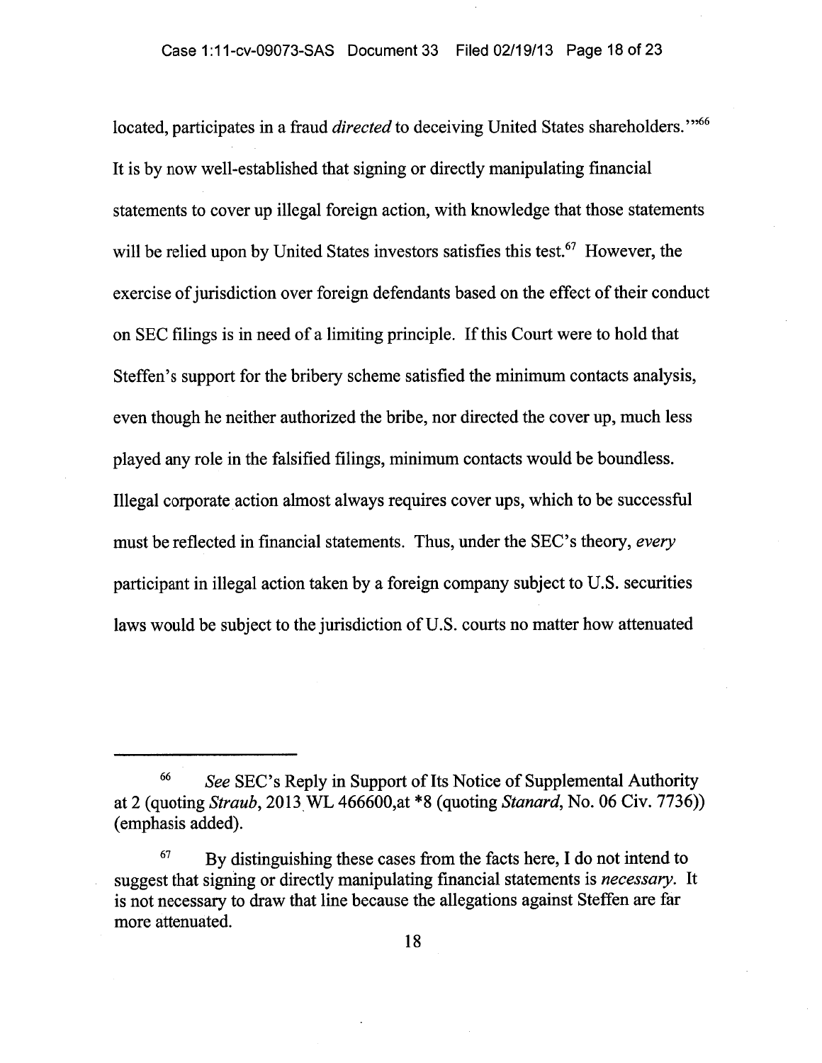located, participates in a fraud *directed* to deceiving United States shareholders.'"[66] It is by now well-established that signing or directly manipulating financial statements to cover up illegal foreign action, with knowledge that those statements will be relied upon by United States investors satisfies this test.[67] However, the exercise of jurisdiction over foreign defendants based on the effect of their conduct on SEC filings is in need of a limiting principle. If this Court were to hold that Steffen's support for the bribery scheme satisfied the minimum contacts analysis, even though he neither authorized the bribe, nor directed the cover up, much less played any role in the falsified filings, minimum contacts would be boundless. Illegal corporate action almost always requires cover ups, which to be successful must be reflected in financial statements. Thus, under the SEC's theory, *every* participant in illegal action taken by a foreign company subject to U.S. securities laws would be subject to the jurisdiction of U.S. courts no matter how attenuated

---

[66] *See* SEC's Reply in Support of Its Notice of Supplemental Authority at 2 (quoting *Straub*, 2013 WL 466600,at *8 (quoting *Stanard*, No. 06 Civ. 7736)) (emphasis added).

[67] By distinguishing these cases from the facts here, I do not intend to suggest that signing or directly manipulating financial statements is *necessary*. It is not necessary to draw that line because the allegations against Steffen are far more attenuated.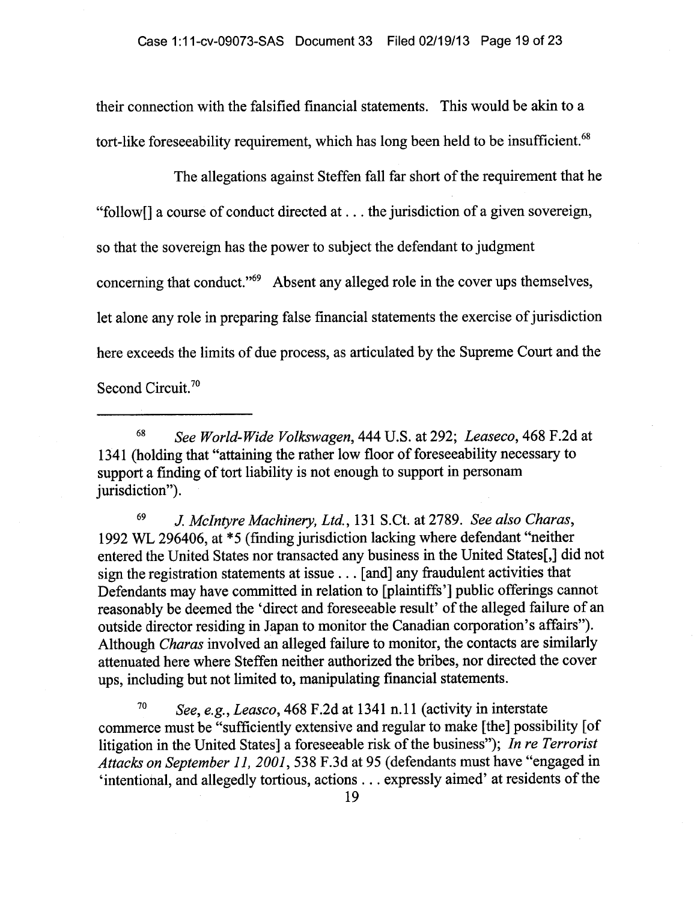their connection with the falsified financial statements. This would be akin to a tort-like foreseeability requirement, which has long been held to be insufficient.[68]

The allegations against Steffen fall far short of the requirement that he "follow[] a course of conduct directed at . . . the jurisdiction of a given sovereign, so that the sovereign has the power to subject the defendant to judgment concerning that conduct."[69] Absent any alleged role in the cover ups themselves, let alone any role in preparing false financial statements the exercise of jurisdiction here exceeds the limits of due process, as articulated by the Supreme Court and the Second Circuit.[70]

---

[68] *See World-Wide Volkswagen*, 444 U.S. at 292; *Leaseco*, 468 F.2d at 1341 (holding that "attaining the rather low floor of foreseeability necessary to support a finding of tort liability is not enough to support in personam jurisdiction").

[69] *J. McIntyre Machinery, Ltd.*, 131 S.Ct. at 2789. *See also Charas*, 1992 WL 296406, at *5 (finding jurisdiction lacking where defendant "neither entered the United States nor transacted any business in the United States[,] did not sign the registration statements at issue . . . [and] any fraudulent activities that Defendants may have committed in relation to [plaintiffs'] public offerings cannot reasonably be deemed the 'direct and foreseeable result' of the alleged failure of an outside director residing in Japan to monitor the Canadian corporation's affairs"). Although *Charas* involved an alleged failure to monitor, the contacts are similarly attenuated here where Steffen neither authorized the bribes, nor directed the cover ups, including but not limited to, manipulating financial statements.

[70] *See, e.g.*, *Leasco*, 468 F.2d at 1341 n.11 (activity in interstate commerce must be "sufficiently extensive and regular to make [the] possibility [of litigation in the United States] a foreseeable risk of the business"); *In re Terrorist Attacks on September 11, 2001*, 538 F.3d at 95 (defendants must have "engaged in 'intentional, and allegedly tortious, actions . . . expressly aimed' at residents of the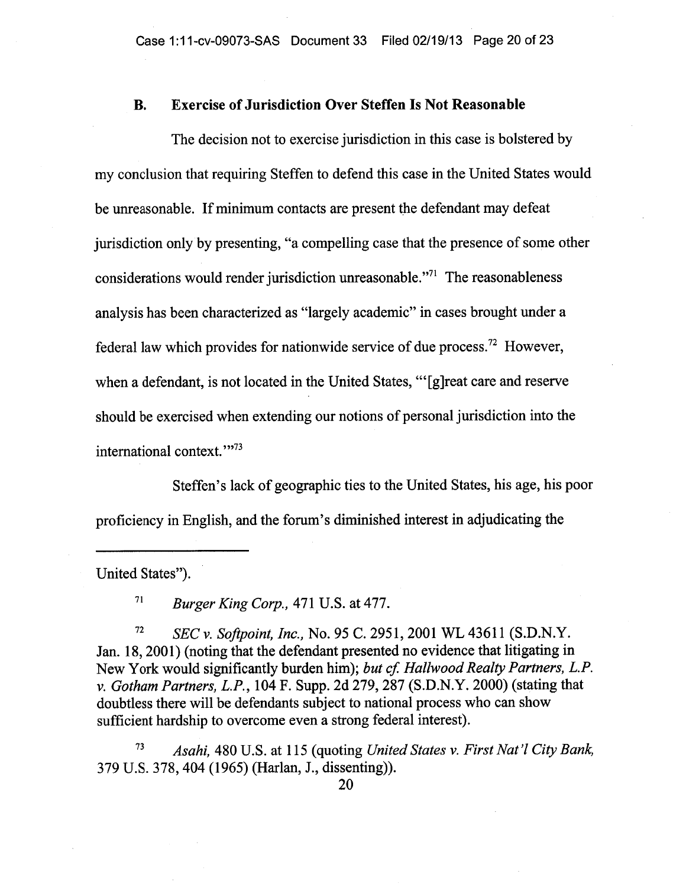### B. Exercise of Jurisdiction Over Steffen Is Not Reasonable

The decision not to exercise jurisdiction in this case is bolstered by my conclusion that requiring Steffen to defend this case in the United States would be unreasonable. If minimum contacts are present the defendant may defeat jurisdiction only by presenting, "a compelling case that the presence of some other considerations would render jurisdiction unreasonable."[71] The reasonableness analysis has been characterized as "largely academic" in cases brought under a federal law which provides for nationwide service of due process.[72] However, when a defendant, is not located in the United States, "'[g]reat care and reserve should be exercised when extending our notions of personal jurisdiction into the international context.'"[73]

Steffen's lack of geographic ties to the United States, his age, his poor proficiency in English, and the forum's diminished interest in adjudicating the

---

United States").

[71] *Burger King Corp.*, 471 U.S. at 477.

[72] *SEC v. Softpoint, Inc.*, No. 95 C. 2951, 2001 WL 43611 (S.D.N.Y. Jan. 18, 2001) (noting that the defendant presented no evidence that litigating in New York would significantly burden him); *but cf. Hallwood Realty Partners, L.P. v. Gotham Partners, L.P.*, 104 F. Supp. 2d 279, 287 (S.D.N.Y. 2000) (stating that doubtless there will be defendants subject to national process who can show sufficient hardship to overcome even a strong federal interest).

[73] *Asahi*, 480 U.S. at 115 (quoting *United States v. First Nat'l City Bank*, 379 U.S. 378, 404 (1965) (Harlan, J., dissenting)).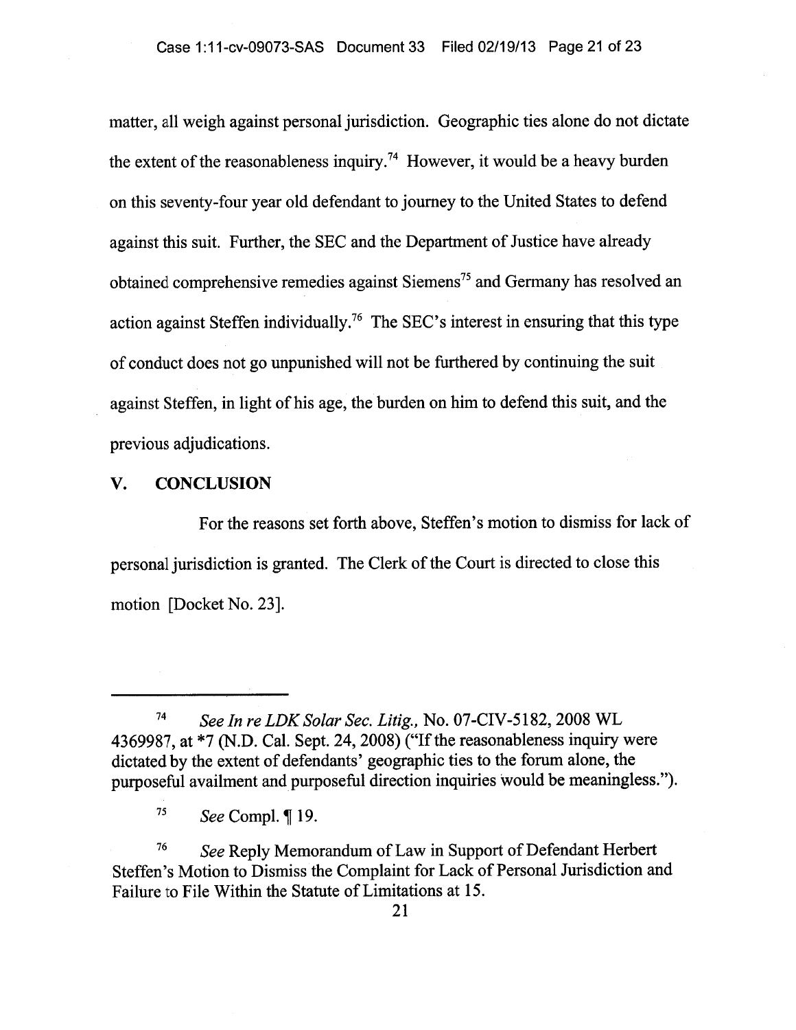matter, all weigh against personal jurisdiction. Geographic ties alone do not dictate the extent of the reasonableness inquiry.[74] However, it would be a heavy burden on this seventy-four year old defendant to journey to the United States to defend against this suit. Further, the SEC and the Department of Justice have already obtained comprehensive remedies against Siemens[75] and Germany has resolved an action against Steffen individually.[76] The SEC's interest in ensuring that this type of conduct does not go unpunished will not be furthered by continuing the suit against Steffen, in light of his age, the burden on him to defend this suit, and the previous adjudications.

## V. CONCLUSION

For the reasons set forth above, Steffen's motion to dismiss for lack of personal jurisdiction is granted. The Clerk of the Court is directed to close this motion [Docket No. 23].

---

[74] *See In re LDK Solar Sec. Litig.*, No. 07-CIV-5182, 2008 WL 4369987, at *7 (N.D. Cal. Sept. 24, 2008) ("If the reasonableness inquiry were dictated by the extent of defendants' geographic ties to the forum alone, the purposeful availment and purposeful direction inquiries would be meaningless.").

[75] *See* Compl. ¶ 19.

[76] *See* Reply Memorandum of Law in Support of Defendant Herbert Steffen's Motion to Dismiss the Complaint for Lack of Personal Jurisdiction and Failure to File Within the Statute of Limitations at 15.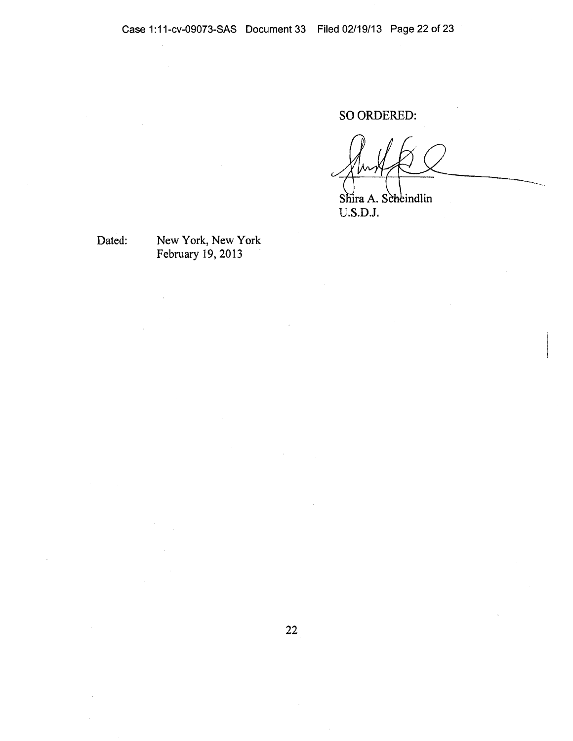SO ORDERED:

Shira A. Scheindlin
U.S.D.J.

Dated: New York, New York
February 19, 2013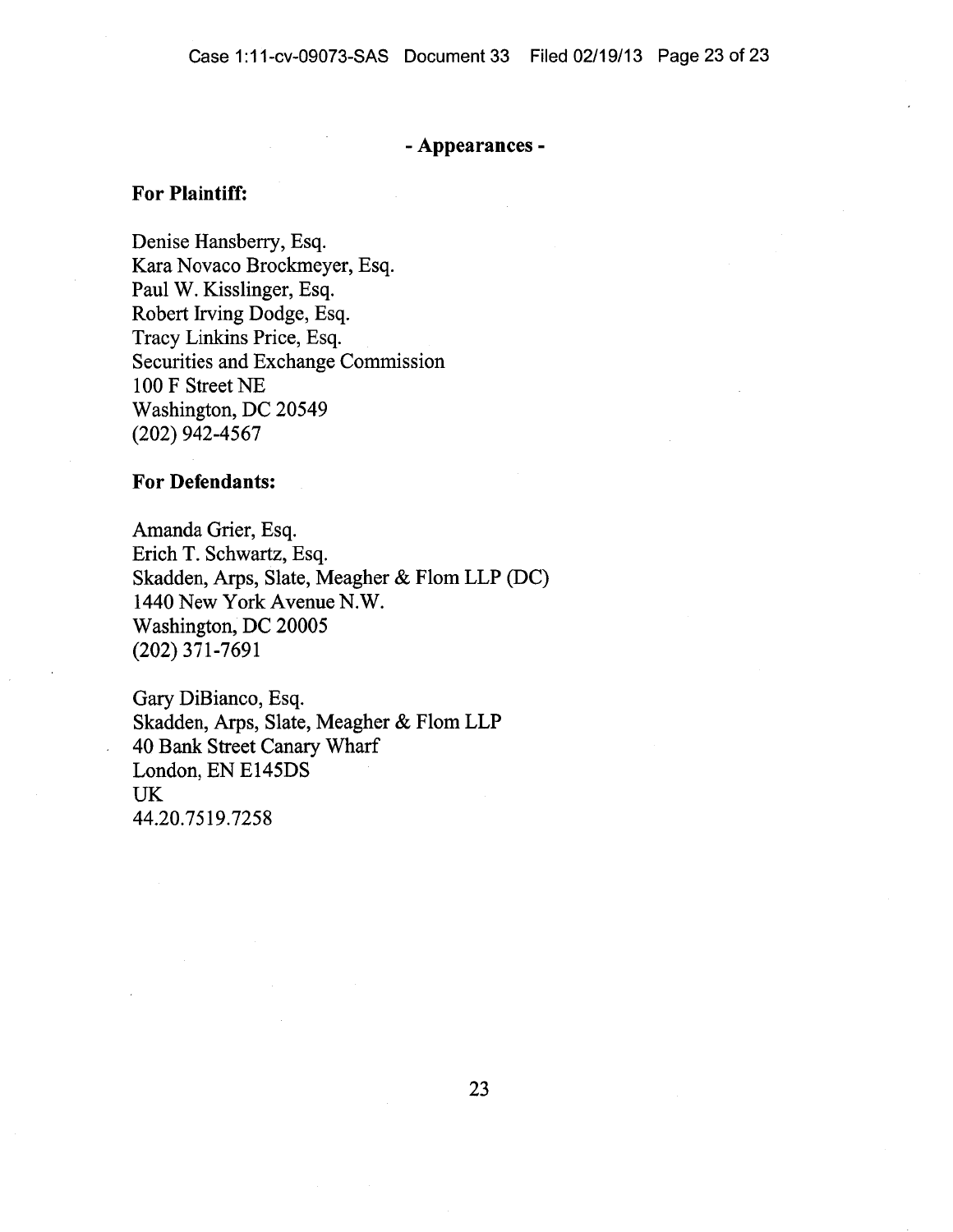## - Appearances -

**For Plaintiff:**

Denise Hansberry, Esq.
Kara Novaco Brockmeyer, Esq.
Paul W. Kisslinger, Esq.
Robert Irving Dodge, Esq.
Tracy Linkins Price, Esq.
Securities and Exchange Commission
100 F Street NE
Washington, DC 20549
(202) 942-4567

**For Defendants:**

Amanda Grier, Esq.
Erich T. Schwartz, Esq.
Skadden, Arps, Slate, Meagher & Flom LLP (DC)
1440 New York Avenue N.W.
Washington, DC 20005
(202) 371-7691

Gary DiBianco, Esq.
Skadden, Arps, Slate, Meagher & Flom LLP
40 Bank Street Canary Wharf
London, EN E145DS
UK
44.20.7519.7258